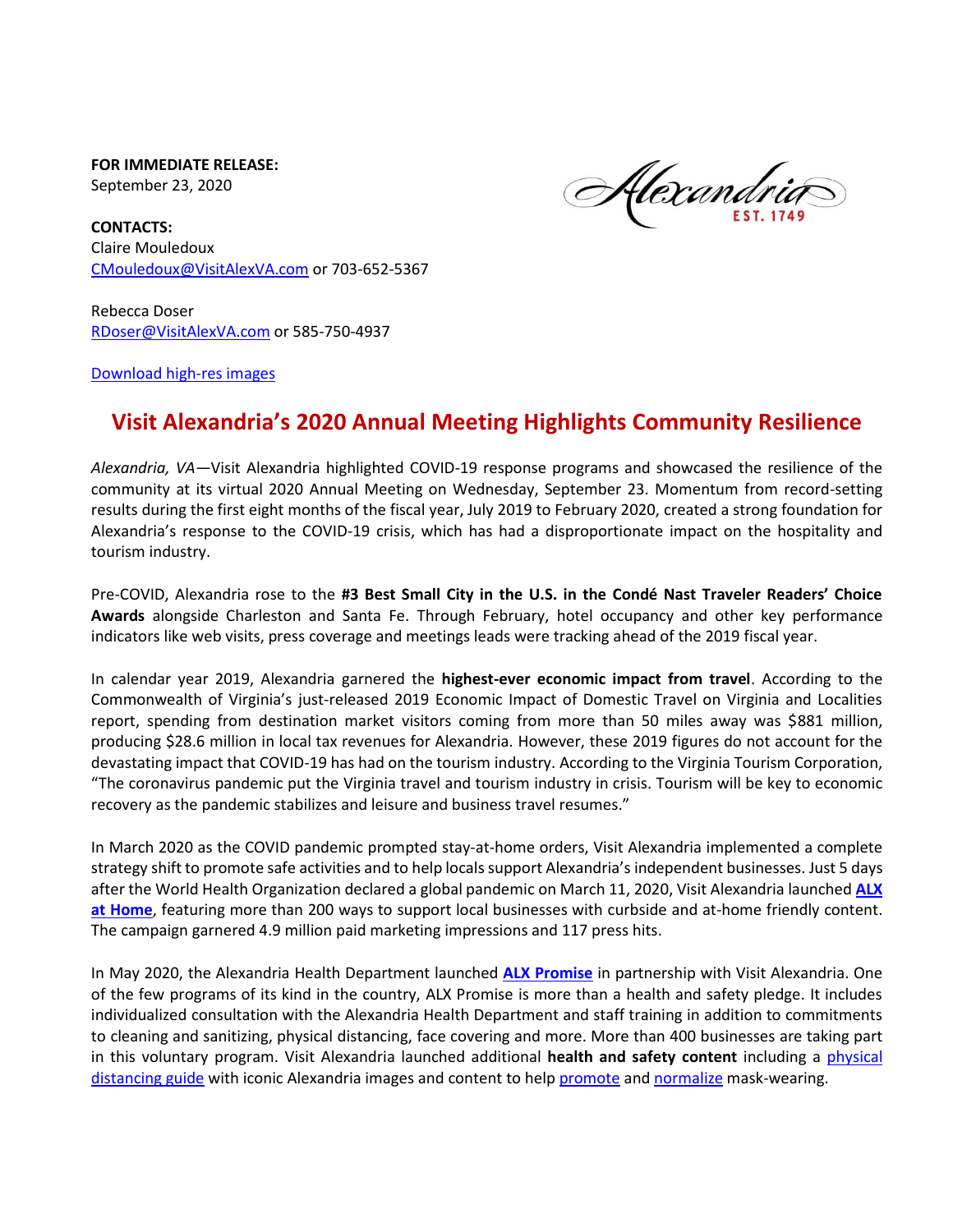**FOR IMMEDIATE RELEASE:**
September 23, 2020

**CONTACTS:**
Claire Mouledoux
CMouledoux@VisitAlexVA.com or 703-652-5367

Rebecca Doser
RDoser@VisitAlexVA.com or 585-750-4937

Download high-res images

# Visit Alexandria's 2020 Annual Meeting Highlights Community Resilience

*Alexandria, VA*—Visit Alexandria highlighted COVID-19 response programs and showcased the resilience of the community at its virtual 2020 Annual Meeting on Wednesday, September 23. Momentum from record-setting results during the first eight months of the fiscal year, July 2019 to February 2020, created a strong foundation for Alexandria's response to the COVID-19 crisis, which has had a disproportionate impact on the hospitality and tourism industry.

Pre-COVID, Alexandria rose to the **#3 Best Small City in the U.S. in the Condé Nast Traveler Readers' Choice Awards** alongside Charleston and Santa Fe. Through February, hotel occupancy and other key performance indicators like web visits, press coverage and meetings leads were tracking ahead of the 2019 fiscal year.

In calendar year 2019, Alexandria garnered the **highest-ever economic impact from travel**. According to the Commonwealth of Virginia's just-released 2019 Economic Impact of Domestic Travel on Virginia and Localities report, spending from destination market visitors coming from more than 50 miles away was $881 million, producing $28.6 million in local tax revenues for Alexandria. However, these 2019 figures do not account for the devastating impact that COVID-19 has had on the tourism industry. According to the Virginia Tourism Corporation, "The coronavirus pandemic put the Virginia travel and tourism industry in crisis. Tourism will be key to economic recovery as the pandemic stabilizes and leisure and business travel resumes."

In March 2020 as the COVID pandemic prompted stay-at-home orders, Visit Alexandria implemented a complete strategy shift to promote safe activities and to help locals support Alexandria's independent businesses. Just 5 days after the World Health Organization declared a global pandemic on March 11, 2020, Visit Alexandria launched **ALX at Home**, featuring more than 200 ways to support local businesses with curbside and at-home friendly content. The campaign garnered 4.9 million paid marketing impressions and 117 press hits.

In May 2020, the Alexandria Health Department launched **ALX Promise** in partnership with Visit Alexandria. One of the few programs of its kind in the country, ALX Promise is more than a health and safety pledge. It includes individualized consultation with the Alexandria Health Department and staff training in addition to commitments to cleaning and sanitizing, physical distancing, face covering and more. More than 400 businesses are taking part in this voluntary program. Visit Alexandria launched additional **health and safety content** including a physical distancing guide with iconic Alexandria images and content to help promote and normalize mask-wearing.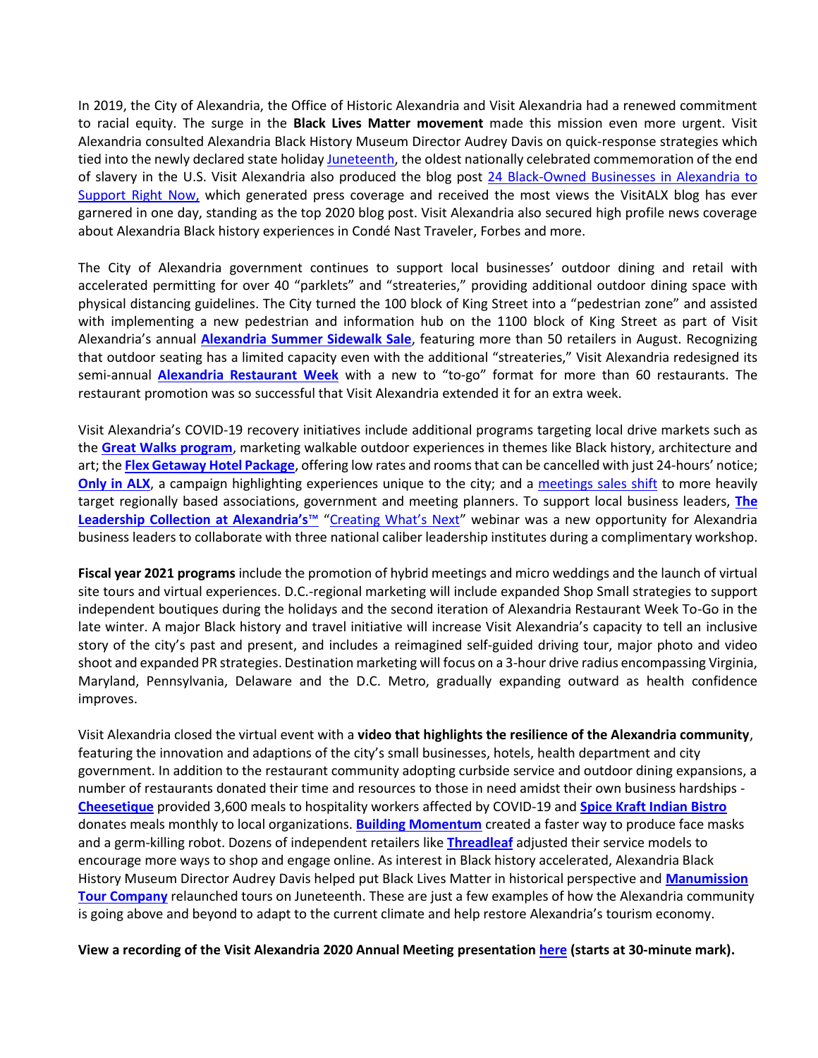In 2019, the City of Alexandria, the Office of Historic Alexandria and Visit Alexandria had a renewed commitment to racial equity. The surge in the **Black Lives Matter movement** made this mission even more urgent. Visit Alexandria consulted Alexandria Black History Museum Director Audrey Davis on quick-response strategies which tied into the newly declared state holiday Juneteenth, the oldest nationally celebrated commemoration of the end of slavery in the U.S. Visit Alexandria also produced the blog post 24 Black-Owned Businesses in Alexandria to Support Right Now, which generated press coverage and received the most views the VisitALX blog has ever garnered in one day, standing as the top 2020 blog post. Visit Alexandria also secured high profile news coverage about Alexandria Black history experiences in Condé Nast Traveler, Forbes and more.

The City of Alexandria government continues to support local businesses' outdoor dining and retail with accelerated permitting for over 40 "parklets" and "streateries," providing additional outdoor dining space with physical distancing guidelines. The City turned the 100 block of King Street into a "pedestrian zone" and assisted with implementing a new pedestrian and information hub on the 1100 block of King Street as part of Visit Alexandria's annual **Alexandria Summer Sidewalk Sale**, featuring more than 50 retailers in August. Recognizing that outdoor seating has a limited capacity even with the additional "streateries," Visit Alexandria redesigned its semi-annual **Alexandria Restaurant Week** with a new to "to-go" format for more than 60 restaurants. The restaurant promotion was so successful that Visit Alexandria extended it for an extra week.

Visit Alexandria's COVID-19 recovery initiatives include additional programs targeting local drive markets such as the **Great Walks program**, marketing walkable outdoor experiences in themes like Black history, architecture and art; the **Flex Getaway Hotel Package**, offering low rates and rooms that can be cancelled with just 24-hours' notice; **Only in ALX**, a campaign highlighting experiences unique to the city; and a meetings sales shift to more heavily target regionally based associations, government and meeting planners. To support local business leaders, **The Leadership Collection at Alexandria's™** "Creating What's Next" webinar was a new opportunity for Alexandria business leaders to collaborate with three national caliber leadership institutes during a complimentary workshop.

**Fiscal year 2021 programs** include the promotion of hybrid meetings and micro weddings and the launch of virtual site tours and virtual experiences. D.C.-regional marketing will include expanded Shop Small strategies to support independent boutiques during the holidays and the second iteration of Alexandria Restaurant Week To-Go in the late winter. A major Black history and travel initiative will increase Visit Alexandria's capacity to tell an inclusive story of the city's past and present, and includes a reimagined self-guided driving tour, major photo and video shoot and expanded PR strategies. Destination marketing will focus on a 3-hour drive radius encompassing Virginia, Maryland, Pennsylvania, Delaware and the D.C. Metro, gradually expanding outward as health confidence improves.

Visit Alexandria closed the virtual event with a **video that highlights the resilience of the Alexandria community**, featuring the innovation and adaptions of the city's small businesses, hotels, health department and city government. In addition to the restaurant community adopting curbside service and outdoor dining expansions, a number of restaurants donated their time and resources to those in need amidst their own business hardships - **Cheesetique** provided 3,600 meals to hospitality workers affected by COVID-19 and **Spice Kraft Indian Bistro** donates meals monthly to local organizations. **Building Momentum** created a faster way to produce face masks and a germ-killing robot. Dozens of independent retailers like **Threadleaf** adjusted their service models to encourage more ways to shop and engage online. As interest in Black history accelerated, Alexandria Black History Museum Director Audrey Davis helped put Black Lives Matter in historical perspective and **Manumission Tour Company** relaunched tours on Juneteenth. These are just a few examples of how the Alexandria community is going above and beyond to adapt to the current climate and help restore Alexandria's tourism economy.

**View a recording of the Visit Alexandria 2020 Annual Meeting presentation here (starts at 30-minute mark).**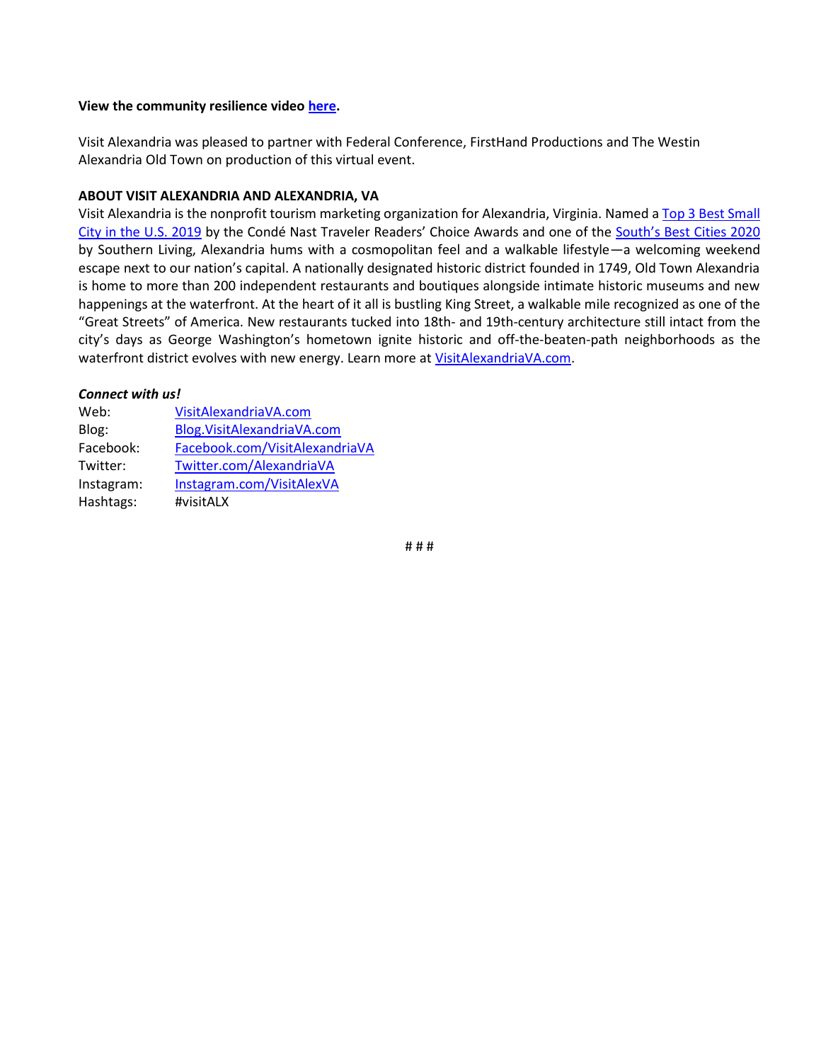**View the community resilience video here.**

Visit Alexandria was pleased to partner with Federal Conference, FirstHand Productions and The Westin Alexandria Old Town on production of this virtual event.

**ABOUT VISIT ALEXANDRIA AND ALEXANDRIA, VA**

Visit Alexandria is the nonprofit tourism marketing organization for Alexandria, Virginia. Named a Top 3 Best Small City in the U.S. 2019 by the Condé Nast Traveler Readers' Choice Awards and one of the South's Best Cities 2020 by Southern Living, Alexandria hums with a cosmopolitan feel and a walkable lifestyle—a welcoming weekend escape next to our nation's capital. A nationally designated historic district founded in 1749, Old Town Alexandria is home to more than 200 independent restaurants and boutiques alongside intimate historic museums and new happenings at the waterfront. At the heart of it all is bustling King Street, a walkable mile recognized as one of the "Great Streets" of America. New restaurants tucked into 18th- and 19th-century architecture still intact from the city's days as George Washington's hometown ignite historic and off-the-beaten-path neighborhoods as the waterfront district evolves with new energy. Learn more at VisitAlexandriaVA.com.

***Connect with us!***

| | |
|---|---|
| Web: | VisitAlexandriaVA.com |
| Blog: | Blog.VisitAlexandriaVA.com |
| Facebook: | Facebook.com/VisitAlexandriaVA |
| Twitter: | Twitter.com/AlexandriaVA |
| Instagram: | Instagram.com/VisitAlexVA |
| Hashtags: | #visitALX |

# # #